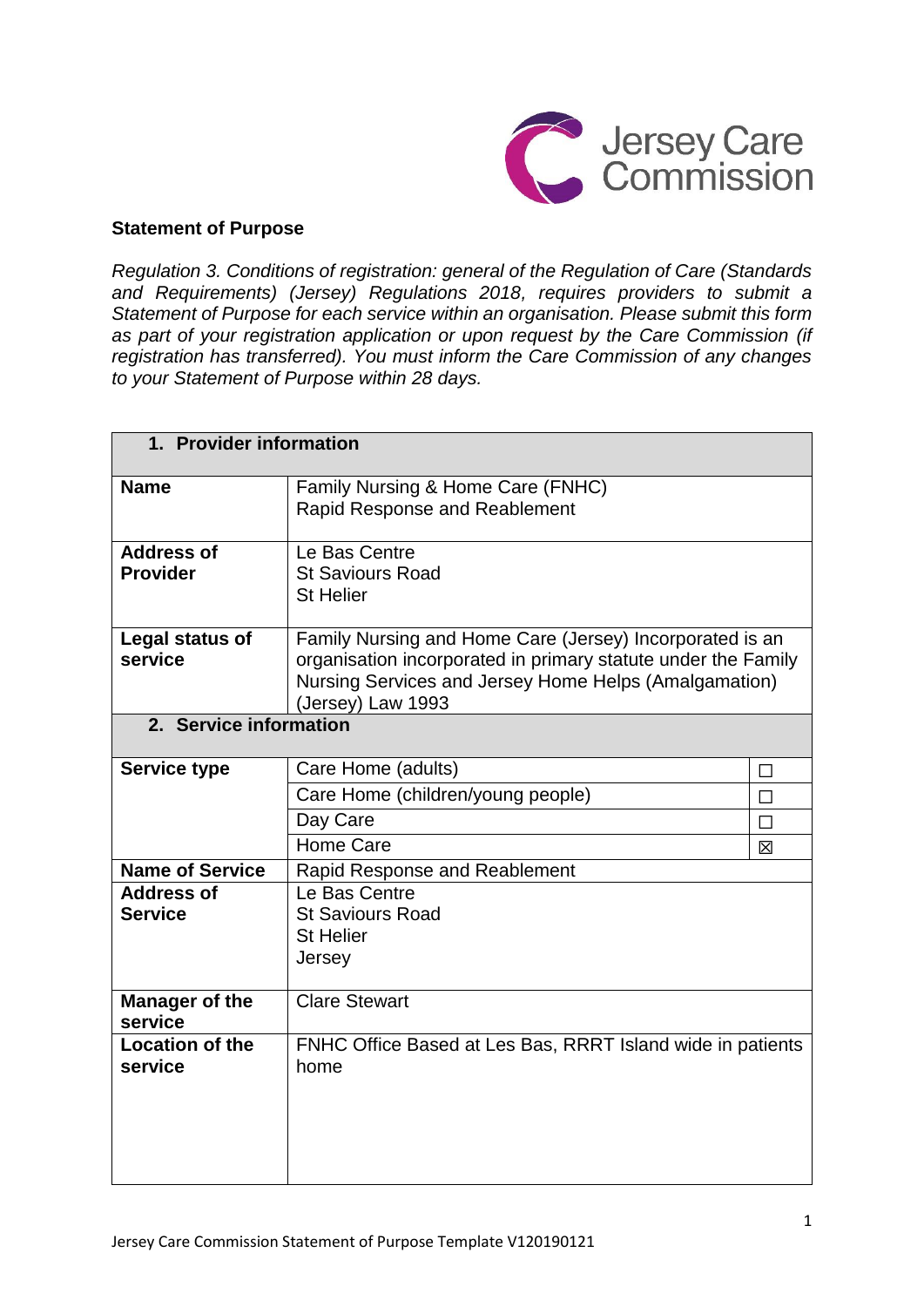Jersey Care Commission

**Statement of Purpose**

*Regulation 3. Conditions of registration: general of the Regulation of Care (Standards and Requirements) (Jersey) Regulations 2018, requires providers to submit a Statement of Purpose for each service within an organisation. Please submit this form as part of your registration application or upon request by the Care Commission (if registration has transferred). You must inform the Care Commission of any changes to your Statement of Purpose within 28 days.*

| **1. Provider information** | | |
|---|---|---|
| **Name** | Family Nursing & Home Care (FNHC)<br>Rapid Response and Reablement | |
| **Address of Provider** | Le Bas Centre<br>St Saviours Road<br>St Helier | |
| **Legal status of service** | Family Nursing and Home Care (Jersey) Incorporated is an organisation incorporated in primary statute under the Family Nursing Services and Jersey Home Helps (Amalgamation) (Jersey) Law 1993 | |
| **2. Service information** | | |
| **Service type** | Care Home (adults) | ☐ |
| | Care Home (children/young people) | ☐ |
| | Day Care | ☐ |
| | Home Care | ☒ |
| **Name of Service** | Rapid Response and Reablement | |
| **Address of Service** | Le Bas Centre<br>St Saviours Road<br>St Helier<br>Jersey | |
| **Manager of the service** | Clare Stewart | |
| **Location of the service** | FNHC Office Based at Les Bas, RRRT Island wide in patients home | |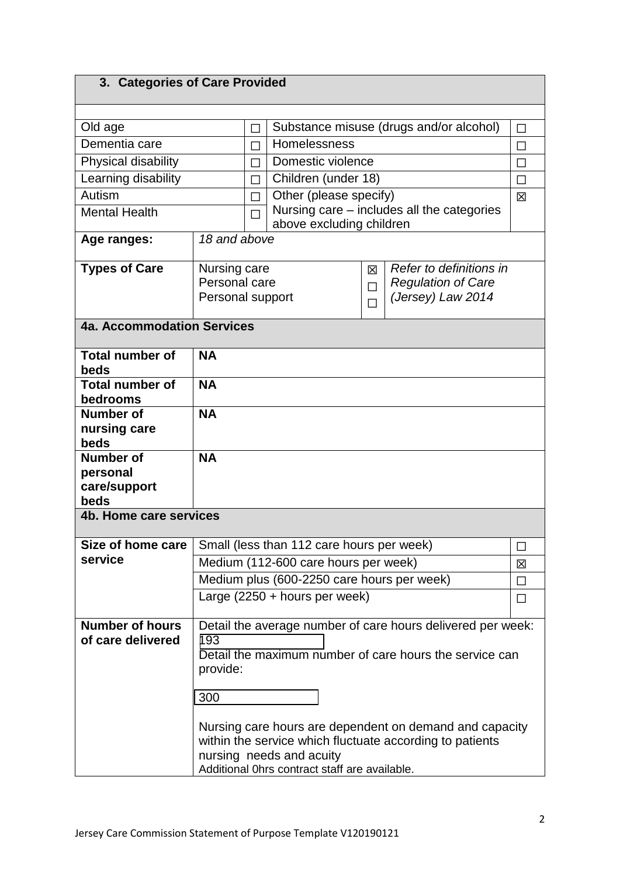## 3. Categories of Care Provided

| | | | |
|---|---|---|---|
| Old age | ☐ | Substance misuse (drugs and/or alcohol) | ☐ |
| Dementia care | ☐ | Homelessness | ☐ |
| Physical disability | ☐ | Domestic violence | ☐ |
| Learning disability | ☐ | Children (under 18) | ☐ |
| Autism | ☐ | Other (please specify) | ☒ |
| Mental Health | ☐ | Nursing care – includes all the categories above excluding children | |

| | | | |
|---|---|---|---|
| **Age ranges:** | *18 and above* | | |
| **Types of Care** | Nursing care | ☒ | *Refer to definitions in Regulation of Care (Jersey) Law 2014* |
| | Personal care | ☐ | |
| | Personal support | ☐ | |

## 4a. Accommodation Services

| | |
|---|---|
| **Total number of beds** | **NA** |
| **Total number of bedrooms** | **NA** |
| **Number of nursing care beds** | **NA** |
| **Number of personal care/support beds** | **NA** |

## 4b. Home care services

| | | |
|---|---|---|
| **Size of home care service** | Small (less than 112 care hours per week) | ☐ |
| | Medium (112-600 care hours per week) | ☒ |
| | Medium plus (600-2250 care hours per week) | ☐ |
| | Large (2250 + hours per week) | ☐ |
| **Number of hours of care delivered** | Detail the average number of care hours delivered per week: 193<br>Detail the maximum number of care hours the service can provide: 300<br><br>Nursing care hours are dependent on demand and capacity within the service which fluctuate according to patients nursing needs and acuity<br>Additional 0hrs contract staff are available. | |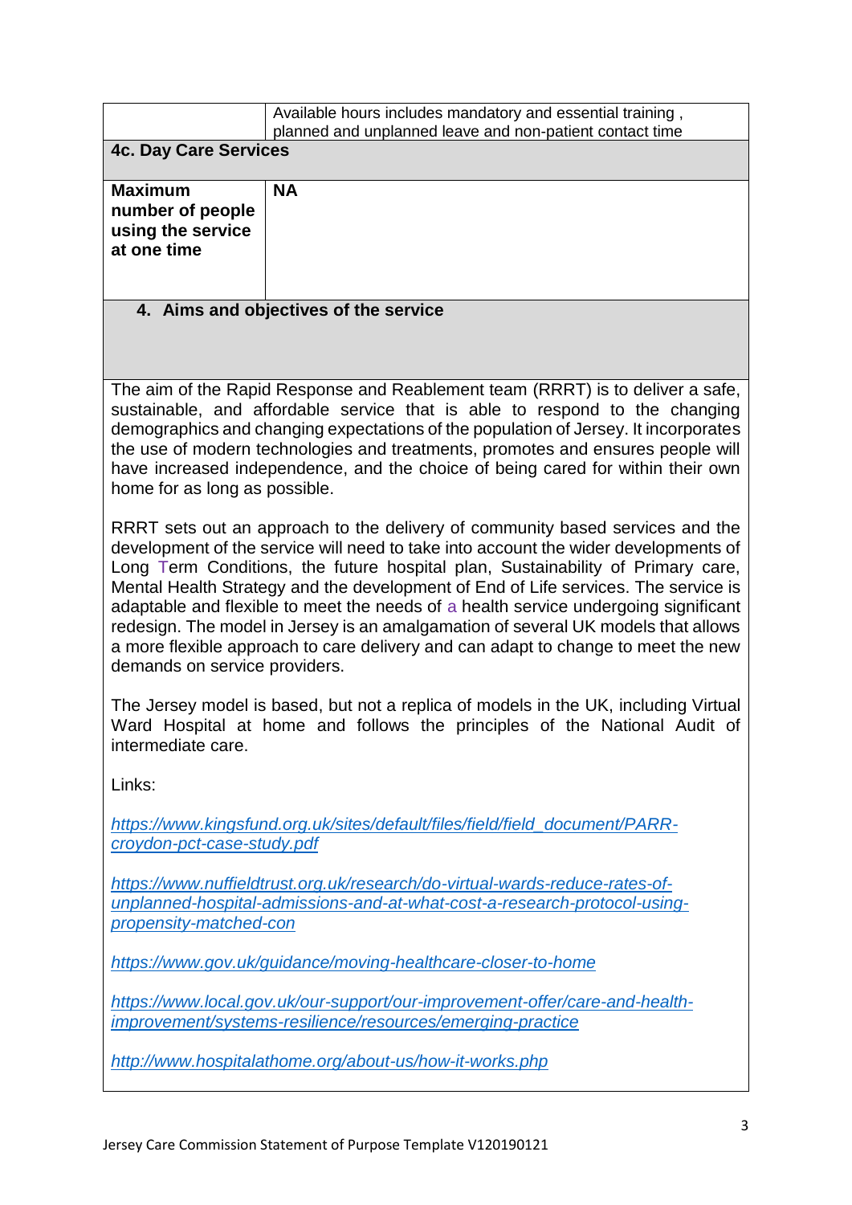| | |
|---|---|
| | Available hours includes mandatory and essential training , planned and unplanned leave and non-patient contact time |

**4c. Day Care Services**

| | |
|---|---|
| **Maximum number of people using the service at one time** | **NA** |

## 4. Aims and objectives of the service

The aim of the Rapid Response and Reablement team (RRRT) is to deliver a safe, sustainable, and affordable service that is able to respond to the changing demographics and changing expectations of the population of Jersey. It incorporates the use of modern technologies and treatments, promotes and ensures people will have increased independence, and the choice of being cared for within their own home for as long as possible.

RRRT sets out an approach to the delivery of community based services and the development of the service will need to take into account the wider developments of Long Term Conditions, the future hospital plan, Sustainability of Primary care, Mental Health Strategy and the development of End of Life services. The service is adaptable and flexible to meet the needs of a health service undergoing significant redesign. The model in Jersey is an amalgamation of several UK models that allows a more flexible approach to care delivery and can adapt to change to meet the new demands on service providers.

The Jersey model is based, but not a replica of models in the UK, including Virtual Ward Hospital at home and follows the principles of the National Audit of intermediate care.

Links:

*https://www.kingsfund.org.uk/sites/default/files/field/field_document/PARR-croydon-pct-case-study.pdf*

*https://www.nuffieldtrust.org.uk/research/do-virtual-wards-reduce-rates-of-unplanned-hospital-admissions-and-at-what-cost-a-research-protocol-using-propensity-matched-con*

*https://www.gov.uk/guidance/moving-healthcare-closer-to-home*

*https://www.local.gov.uk/our-support/our-improvement-offer/care-and-health-improvement/systems-resilience/resources/emerging-practice*

*http://www.hospitalathome.org/about-us/how-it-works.php*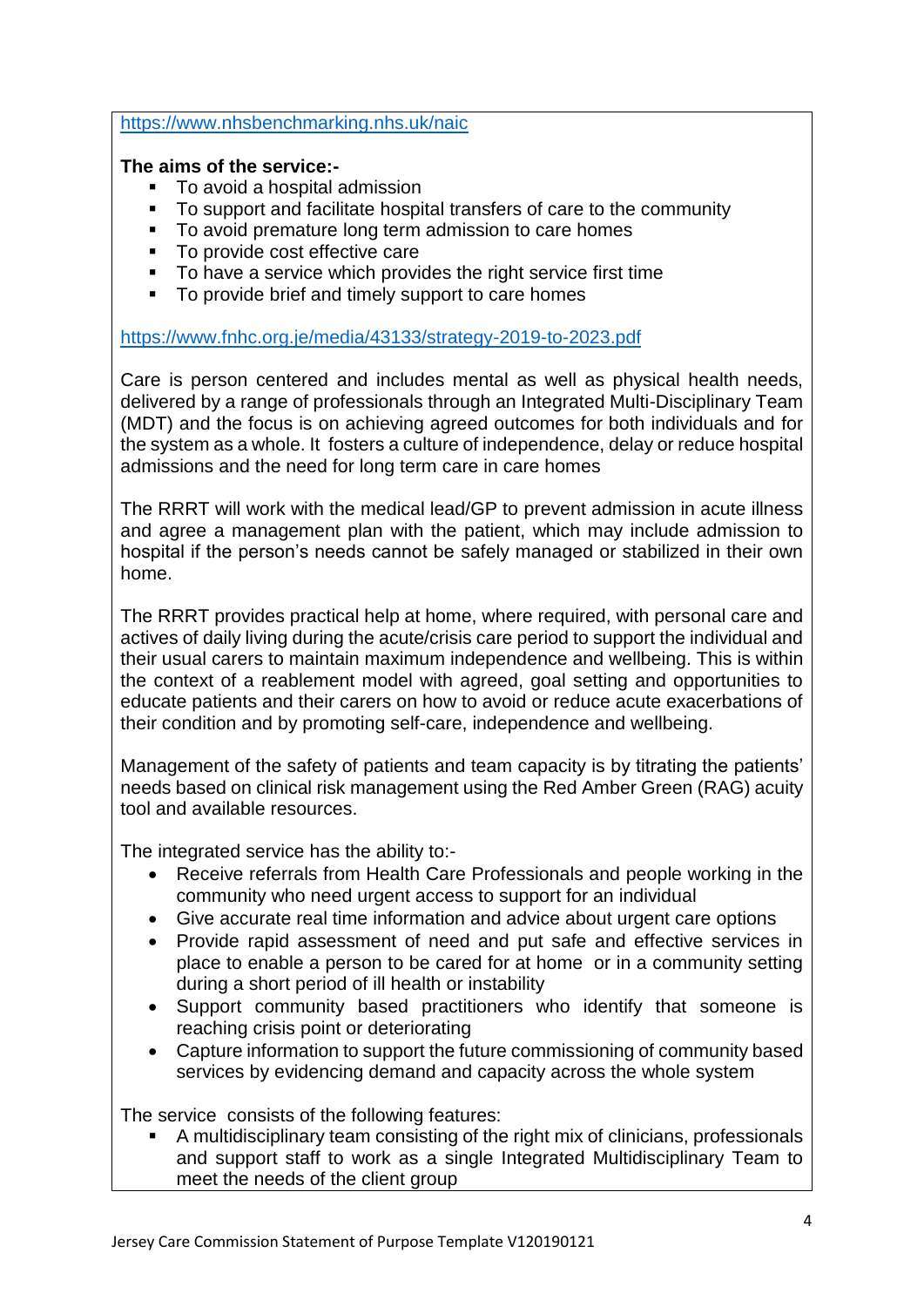https://www.nhsbenchmarking.nhs.uk/naic

**The aims of the service:-**

- To avoid a hospital admission
- To support and facilitate hospital transfers of care to the community
- To avoid premature long term admission to care homes
- To provide cost effective care
- To have a service which provides the right service first time
- To provide brief and timely support to care homes

https://www.fnhc.org.je/media/43133/strategy-2019-to-2023.pdf

Care is person centered and includes mental as well as physical health needs, delivered by a range of professionals through an Integrated Multi-Disciplinary Team (MDT) and the focus is on achieving agreed outcomes for both individuals and for the system as a whole. It fosters a culture of independence, delay or reduce hospital admissions and the need for long term care in care homes

The RRRT will work with the medical lead/GP to prevent admission in acute illness and agree a management plan with the patient, which may include admission to hospital if the person's needs cannot be safely managed or stabilized in their own home.

The RRRT provides practical help at home, where required, with personal care and actives of daily living during the acute/crisis care period to support the individual and their usual carers to maintain maximum independence and wellbeing. This is within the context of a reablement model with agreed, goal setting and opportunities to educate patients and their carers on how to avoid or reduce acute exacerbations of their condition and by promoting self-care, independence and wellbeing.

Management of the safety of patients and team capacity is by titrating the patients' needs based on clinical risk management using the Red Amber Green (RAG) acuity tool and available resources.

The integrated service has the ability to:-

- Receive referrals from Health Care Professionals and people working in the community who need urgent access to support for an individual
- Give accurate real time information and advice about urgent care options
- Provide rapid assessment of need and put safe and effective services in place to enable a person to be cared for at home or in a community setting during a short period of ill health or instability
- Support community based practitioners who identify that someone is reaching crisis point or deteriorating
- Capture information to support the future commissioning of community based services by evidencing demand and capacity across the whole system

The service consists of the following features:

- A multidisciplinary team consisting of the right mix of clinicians, professionals and support staff to work as a single Integrated Multidisciplinary Team to meet the needs of the client group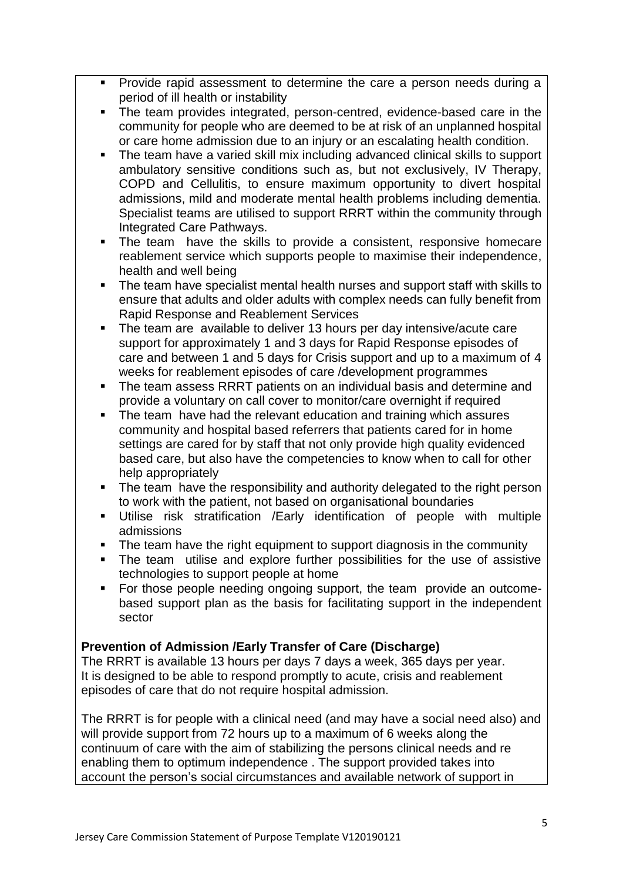- Provide rapid assessment to determine the care a person needs during a period of ill health or instability
- The team provides integrated, person-centred, evidence-based care in the community for people who are deemed to be at risk of an unplanned hospital or care home admission due to an injury or an escalating health condition.
- The team have a varied skill mix including advanced clinical skills to support ambulatory sensitive conditions such as, but not exclusively, IV Therapy, COPD and Cellulitis, to ensure maximum opportunity to divert hospital admissions, mild and moderate mental health problems including dementia. Specialist teams are utilised to support RRRT within the community through Integrated Care Pathways.
- The team have the skills to provide a consistent, responsive homecare reablement service which supports people to maximise their independence, health and well being
- The team have specialist mental health nurses and support staff with skills to ensure that adults and older adults with complex needs can fully benefit from Rapid Response and Reablement Services
- The team are available to deliver 13 hours per day intensive/acute care support for approximately 1 and 3 days for Rapid Response episodes of care and between 1 and 5 days for Crisis support and up to a maximum of 4 weeks for reablement episodes of care /development programmes
- The team assess RRRT patients on an individual basis and determine and provide a voluntary on call cover to monitor/care overnight if required
- The team have had the relevant education and training which assures community and hospital based referrers that patients cared for in home settings are cared for by staff that not only provide high quality evidenced based care, but also have the competencies to know when to call for other help appropriately
- The team have the responsibility and authority delegated to the right person to work with the patient, not based on organisational boundaries
- Utilise risk stratification /Early identification of people with multiple admissions
- The team have the right equipment to support diagnosis in the community
- The team utilise and explore further possibilities for the use of assistive technologies to support people at home
- For those people needing ongoing support, the team provide an outcome-based support plan as the basis for facilitating support in the independent sector

**Prevention of Admission /Early Transfer of Care (Discharge)**

The RRRT is available 13 hours per days 7 days a week, 365 days per year. It is designed to be able to respond promptly to acute, crisis and reablement episodes of care that do not require hospital admission.

The RRRT is for people with a clinical need (and may have a social need also) and will provide support from 72 hours up to a maximum of 6 weeks along the continuum of care with the aim of stabilizing the persons clinical needs and re enabling them to optimum independence . The support provided takes into account the person's social circumstances and available network of support in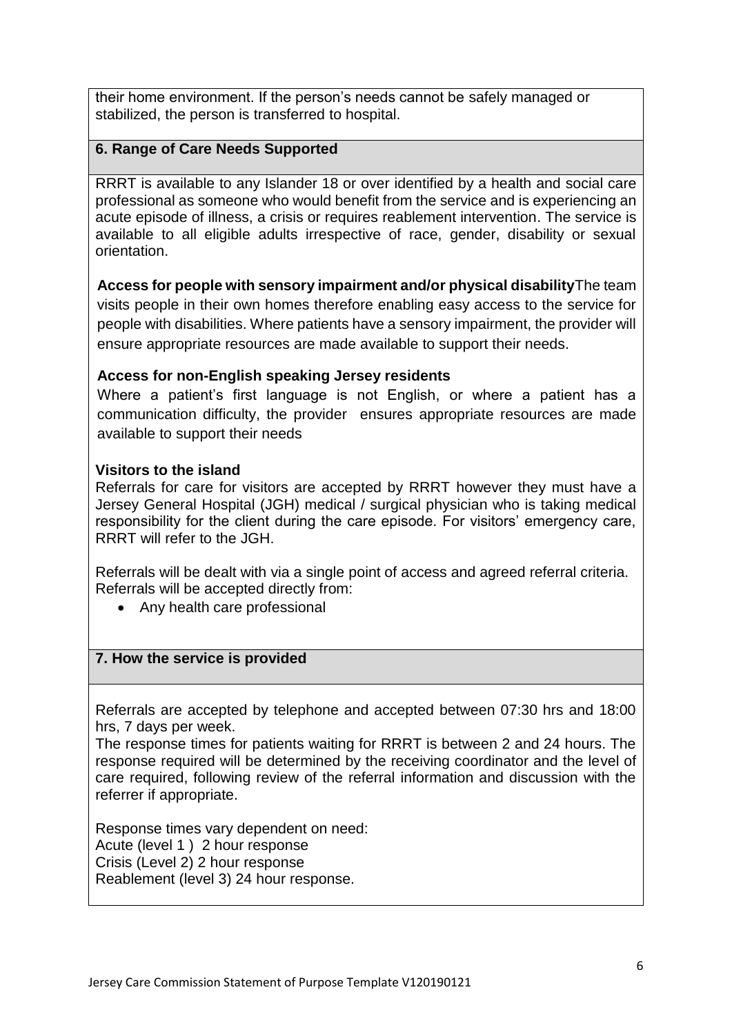their home environment. If the person's needs cannot be safely managed or stabilized, the person is transferred to hospital.

## 6. Range of Care Needs Supported

RRRT is available to any Islander 18 or over identified by a health and social care professional as someone who would benefit from the service and is experiencing an acute episode of illness, a crisis or requires reablement intervention. The service is available to all eligible adults irrespective of race, gender, disability or sexual orientation.

**Access for people with sensory impairment and/or physical disability** The team visits people in their own homes therefore enabling easy access to the service for people with disabilities. Where patients have a sensory impairment, the provider will ensure appropriate resources are made available to support their needs.

**Access for non-English speaking Jersey residents**

Where a patient's first language is not English, or where a patient has a communication difficulty, the provider ensures appropriate resources are made available to support their needs

**Visitors to the island**

Referrals for care for visitors are accepted by RRRT however they must have a Jersey General Hospital (JGH) medical / surgical physician who is taking medical responsibility for the client during the care episode. For visitors' emergency care, RRRT will refer to the JGH.

Referrals will be dealt with via a single point of access and agreed referral criteria. Referrals will be accepted directly from:

- Any health care professional

## 7. How the service is provided

Referrals are accepted by telephone and accepted between 07:30 hrs and 18:00 hrs, 7 days per week.

The response times for patients waiting for RRRT is between 2 and 24 hours. The response required will be determined by the receiving coordinator and the level of care required, following review of the referral information and discussion with the referrer if appropriate.

Response times vary dependent on need:
Acute (level 1 ) 2 hour response
Crisis (Level 2) 2 hour response
Reablement (level 3) 24 hour response.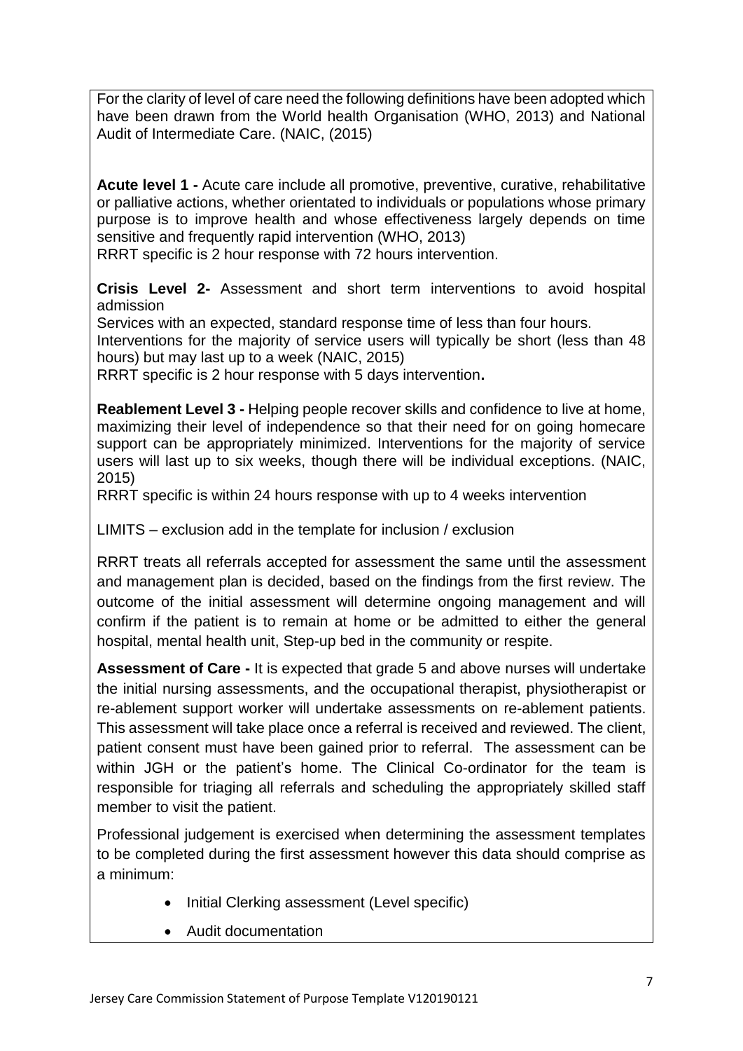For the clarity of level of care need the following definitions have been adopted which have been drawn from the World health Organisation (WHO, 2013) and National Audit of Intermediate Care. (NAIC, (2015)

**Acute level 1 -** Acute care include all promotive, preventive, curative, rehabilitative or palliative actions, whether orientated to individuals or populations whose primary purpose is to improve health and whose effectiveness largely depends on time sensitive and frequently rapid intervention (WHO, 2013)
RRRT specific is 2 hour response with 72 hours intervention.

**Crisis Level 2-** Assessment and short term interventions to avoid hospital admission
Services with an expected, standard response time of less than four hours.
Interventions for the majority of service users will typically be short (less than 48 hours) but may last up to a week (NAIC, 2015)
RRRT specific is 2 hour response with 5 days intervention**.**

**Reablement Level 3 -** Helping people recover skills and confidence to live at home, maximizing their level of independence so that their need for on going homecare support can be appropriately minimized. Interventions for the majority of service users will last up to six weeks, though there will be individual exceptions. (NAIC, 2015)
RRRT specific is within 24 hours response with up to 4 weeks intervention

LIMITS – exclusion add in the template for inclusion / exclusion

RRRT treats all referrals accepted for assessment the same until the assessment and management plan is decided, based on the findings from the first review. The outcome of the initial assessment will determine ongoing management and will confirm if the patient is to remain at home or be admitted to either the general hospital, mental health unit, Step-up bed in the community or respite.

**Assessment of Care -** It is expected that grade 5 and above nurses will undertake the initial nursing assessments, and the occupational therapist, physiotherapist or re-ablement support worker will undertake assessments on re-ablement patients. This assessment will take place once a referral is received and reviewed. The client, patient consent must have been gained prior to referral. The assessment can be within JGH or the patient's home. The Clinical Co-ordinator for the team is responsible for triaging all referrals and scheduling the appropriately skilled staff member to visit the patient.

Professional judgement is exercised when determining the assessment templates to be completed during the first assessment however this data should comprise as a minimum:

- Initial Clerking assessment (Level specific)
- Audit documentation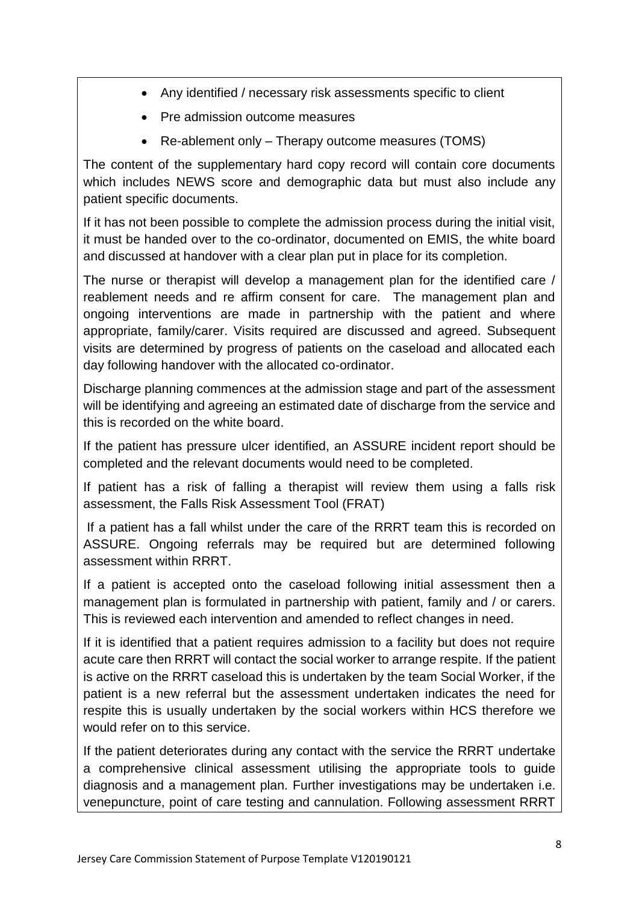- Any identified / necessary risk assessments specific to client
- Pre admission outcome measures
- Re-ablement only – Therapy outcome measures (TOMS)

The content of the supplementary hard copy record will contain core documents which includes NEWS score and demographic data but must also include any patient specific documents.

If it has not been possible to complete the admission process during the initial visit, it must be handed over to the co-ordinator, documented on EMIS, the white board and discussed at handover with a clear plan put in place for its completion.

The nurse or therapist will develop a management plan for the identified care / reablement needs and re affirm consent for care. The management plan and ongoing interventions are made in partnership with the patient and where appropriate, family/carer. Visits required are discussed and agreed. Subsequent visits are determined by progress of patients on the caseload and allocated each day following handover with the allocated co-ordinator.

Discharge planning commences at the admission stage and part of the assessment will be identifying and agreeing an estimated date of discharge from the service and this is recorded on the white board.

If the patient has pressure ulcer identified, an ASSURE incident report should be completed and the relevant documents would need to be completed.

If patient has a risk of falling a therapist will review them using a falls risk assessment, the Falls Risk Assessment Tool (FRAT)

If a patient has a fall whilst under the care of the RRRT team this is recorded on ASSURE. Ongoing referrals may be required but are determined following assessment within RRRT.

If a patient is accepted onto the caseload following initial assessment then a management plan is formulated in partnership with patient, family and / or carers. This is reviewed each intervention and amended to reflect changes in need.

If it is identified that a patient requires admission to a facility but does not require acute care then RRRT will contact the social worker to arrange respite. If the patient is active on the RRRT caseload this is undertaken by the team Social Worker, if the patient is a new referral but the assessment undertaken indicates the need for respite this is usually undertaken by the social workers within HCS therefore we would refer on to this service.

If the patient deteriorates during any contact with the service the RRRT undertake a comprehensive clinical assessment utilising the appropriate tools to guide diagnosis and a management plan. Further investigations may be undertaken i.e. venepuncture, point of care testing and cannulation. Following assessment RRRT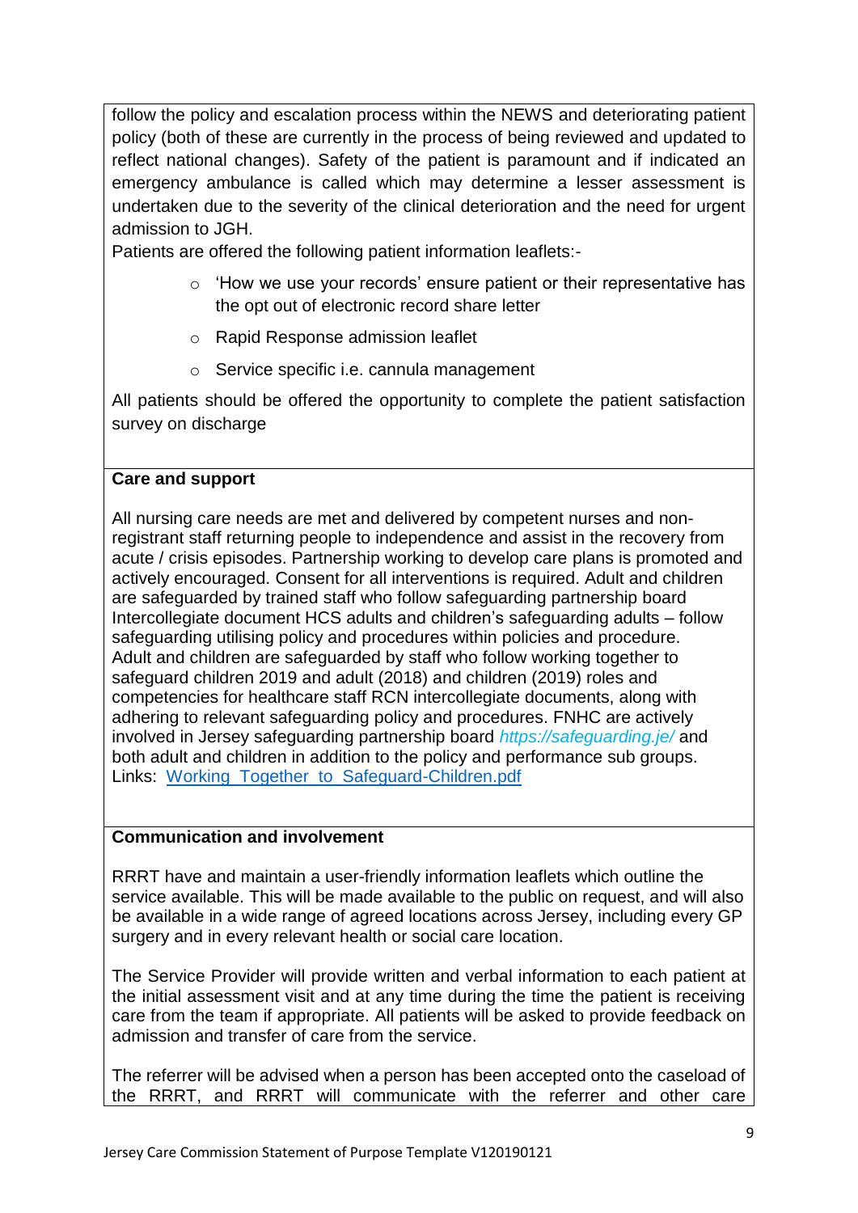follow the policy and escalation process within the NEWS and deteriorating patient policy (both of these are currently in the process of being reviewed and updated to reflect national changes). Safety of the patient is paramount and if indicated an emergency ambulance is called which may determine a lesser assessment is undertaken due to the severity of the clinical deterioration and the need for urgent admission to JGH.

Patients are offered the following patient information leaflets:-

- 'How we use your records' ensure patient or their representative has the opt out of electronic record share letter
- Rapid Response admission leaflet
- Service specific i.e. cannula management

All patients should be offered the opportunity to complete the patient satisfaction survey on discharge

**Care and support**

All nursing care needs are met and delivered by competent nurses and non-registrant staff returning people to independence and assist in the recovery from acute / crisis episodes. Partnership working to develop care plans is promoted and actively encouraged. Consent for all interventions is required. Adult and children are safeguarded by trained staff who follow safeguarding partnership board Intercollegiate document HCS adults and children's safeguarding adults – follow safeguarding utilising policy and procedures within policies and procedure. Adult and children are safeguarded by staff who follow working together to safeguard children 2019 and adult (2018) and children (2019) roles and competencies for healthcare staff RCN intercollegiate documents, along with adhering to relevant safeguarding policy and procedures. FNHC are actively involved in Jersey safeguarding partnership board *https://safeguarding.je/* and both adult and children in addition to the policy and performance sub groups. Links: [Working Together to Safeguard-Children.pdf]

**Communication and involvement**

RRRT have and maintain a user-friendly information leaflets which outline the service available. This will be made available to the public on request, and will also be available in a wide range of agreed locations across Jersey, including every GP surgery and in every relevant health or social care location.

The Service Provider will provide written and verbal information to each patient at the initial assessment visit and at any time during the time the patient is receiving care from the team if appropriate. All patients will be asked to provide feedback on admission and transfer of care from the service.

The referrer will be advised when a person has been accepted onto the caseload of the RRRT, and RRRT will communicate with the referrer and other care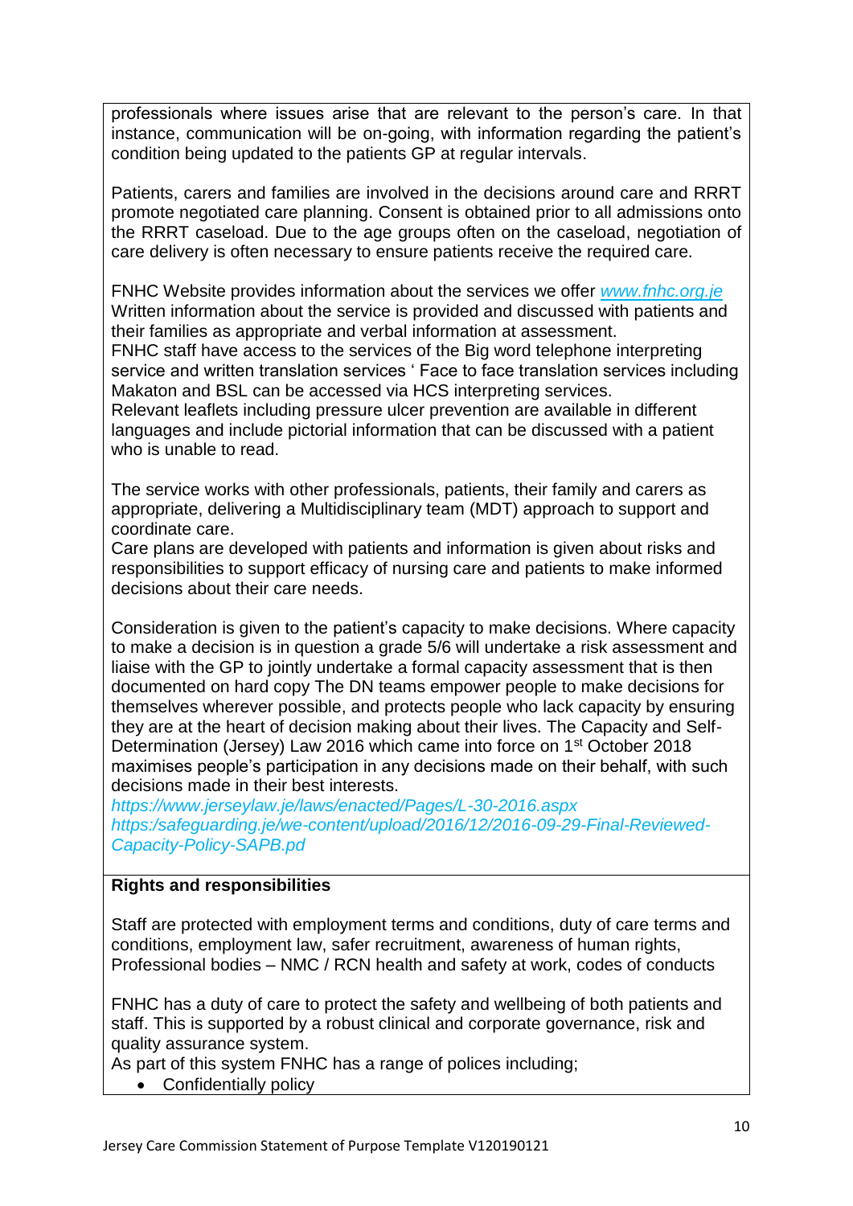professionals where issues arise that are relevant to the person's care. In that instance, communication will be on-going, with information regarding the patient's condition being updated to the patients GP at regular intervals.

Patients, carers and families are involved in the decisions around care and RRRT promote negotiated care planning. Consent is obtained prior to all admissions onto the RRRT caseload. Due to the age groups often on the caseload, negotiation of care delivery is often necessary to ensure patients receive the required care.

FNHC Website provides information about the services we offer *www.fnhc.org.je*
Written information about the service is provided and discussed with patients and their families as appropriate and verbal information at assessment.
FNHC staff have access to the services of the Big word telephone interpreting service and written translation services ' Face to face translation services including Makaton and BSL can be accessed via HCS interpreting services.
Relevant leaflets including pressure ulcer prevention are available in different languages and include pictorial information that can be discussed with a patient who is unable to read.

The service works with other professionals, patients, their family and carers as appropriate, delivering a Multidisciplinary team (MDT) approach to support and coordinate care.
Care plans are developed with patients and information is given about risks and responsibilities to support efficacy of nursing care and patients to make informed decisions about their care needs.

Consideration is given to the patient's capacity to make decisions. Where capacity to make a decision is in question a grade 5/6 will undertake a risk assessment and liaise with the GP to jointly undertake a formal capacity assessment that is then documented on hard copy The DN teams empower people to make decisions for themselves wherever possible, and protects people who lack capacity by ensuring they are at the heart of decision making about their lives. The Capacity and Self-Determination (Jersey) Law 2016 which came into force on 1st October 2018 maximises people's participation in any decisions made on their behalf, with such decisions made in their best interests.
*https://www.jerseylaw.je/laws/enacted/Pages/L-30-2016.aspx*
*https:/safeguarding.je/we-content/upload/2016/12/2016-09-29-Final-Reviewed-Capacity-Policy-SAPB.pd*

**Rights and responsibilities**

Staff are protected with employment terms and conditions, duty of care terms and conditions, employment law, safer recruitment, awareness of human rights, Professional bodies – NMC / RCN health and safety at work, codes of conducts

FNHC has a duty of care to protect the safety and wellbeing of both patients and staff. This is supported by a robust clinical and corporate governance, risk and quality assurance system.
As part of this system FNHC has a range of polices including;

- Confidentially policy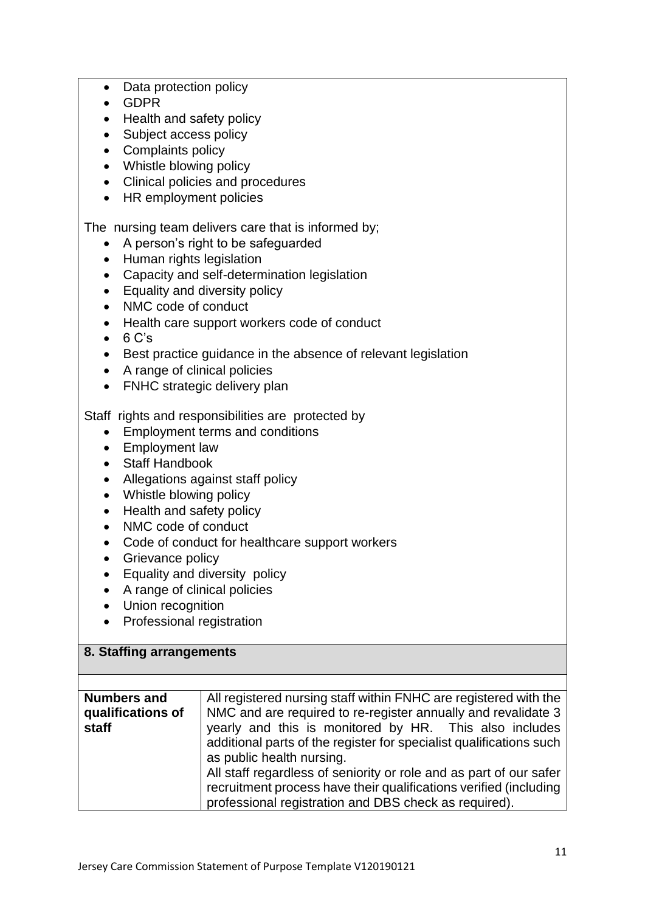- Data protection policy
- GDPR
- Health and safety policy
- Subject access policy
- Complaints policy
- Whistle blowing policy
- Clinical policies and procedures
- HR employment policies

The nursing team delivers care that is informed by;

- A person's right to be safeguarded
- Human rights legislation
- Capacity and self-determination legislation
- Equality and diversity policy
- NMC code of conduct
- Health care support workers code of conduct
- 6 C's
- Best practice guidance in the absence of relevant legislation
- A range of clinical policies
- FNHC strategic delivery plan

Staff rights and responsibilities are protected by

- Employment terms and conditions
- Employment law
- Staff Handbook
- Allegations against staff policy
- Whistle blowing policy
- Health and safety policy
- NMC code of conduct
- Code of conduct for healthcare support workers
- Grievance policy
- Equality and diversity policy
- A range of clinical policies
- Union recognition
- Professional registration

## 8. Staffing arrangements

| | |
|---|---|
| **Numbers and qualifications of staff** | All registered nursing staff within FNHC are registered with the NMC and are required to re-register annually and revalidate 3 yearly and this is monitored by HR. This also includes additional parts of the register for specialist qualifications such as public health nursing.<br>All staff regardless of seniority or role and as part of our safer recruitment process have their qualifications verified (including professional registration and DBS check as required). |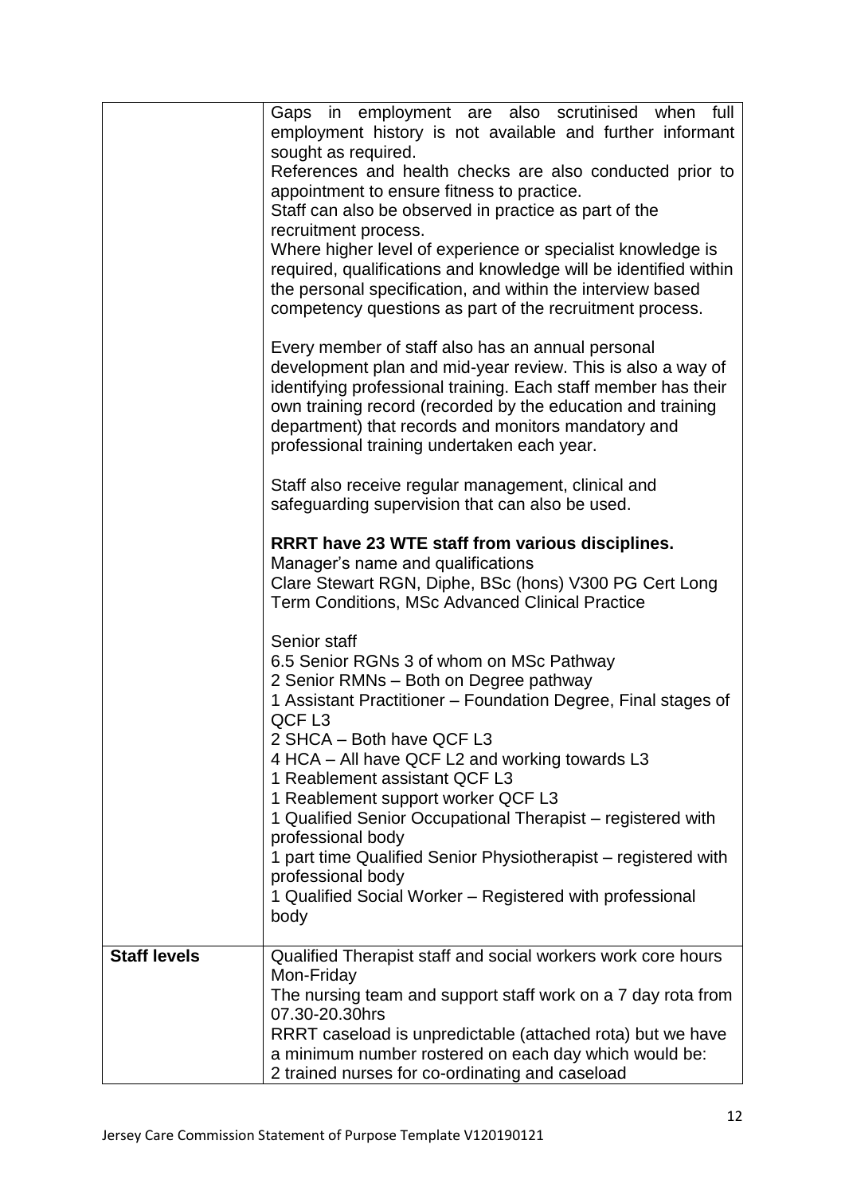| | |
|---|---|
| | Gaps in employment are also scrutinised when full employment history is not available and further informant sought as required.<br>References and health checks are also conducted prior to appointment to ensure fitness to practice.<br>Staff can also be observed in practice as part of the recruitment process.<br>Where higher level of experience or specialist knowledge is required, qualifications and knowledge will be identified within the personal specification, and within the interview based competency questions as part of the recruitment process.<br><br>Every member of staff also has an annual personal development plan and mid-year review. This is also a way of identifying professional training. Each staff member has their own training record (recorded by the education and training department) that records and monitors mandatory and professional training undertaken each year.<br><br>Staff also receive regular management, clinical and safeguarding supervision that can also be used.<br><br>**RRRT have 23 WTE staff from various disciplines.**<br>Manager's name and qualifications<br>Clare Stewart RGN, Diphe, BSc (hons) V300 PG Cert Long Term Conditions, MSc Advanced Clinical Practice<br><br>Senior staff<br>6.5 Senior RGNs 3 of whom on MSc Pathway<br>2 Senior RMNs – Both on Degree pathway<br>1 Assistant Practitioner – Foundation Degree, Final stages of QCF L3<br>2 SHCA – Both have QCF L3<br>4 HCA – All have QCF L2 and working towards L3<br>1 Reablement assistant QCF L3<br>1 Reablement support worker QCF L3<br>1 Qualified Senior Occupational Therapist – registered with professional body<br>1 part time Qualified Senior Physiotherapist – registered with professional body<br>1 Qualified Social Worker – Registered with professional body |
| **Staff levels** | Qualified Therapist staff and social workers work core hours Mon-Friday<br>The nursing team and support staff work on a 7 day rota from 07.30-20.30hrs<br>RRRT caseload is unpredictable (attached rota) but we have a minimum number rostered on each day which would be:<br>2 trained nurses for co-ordinating and caseload |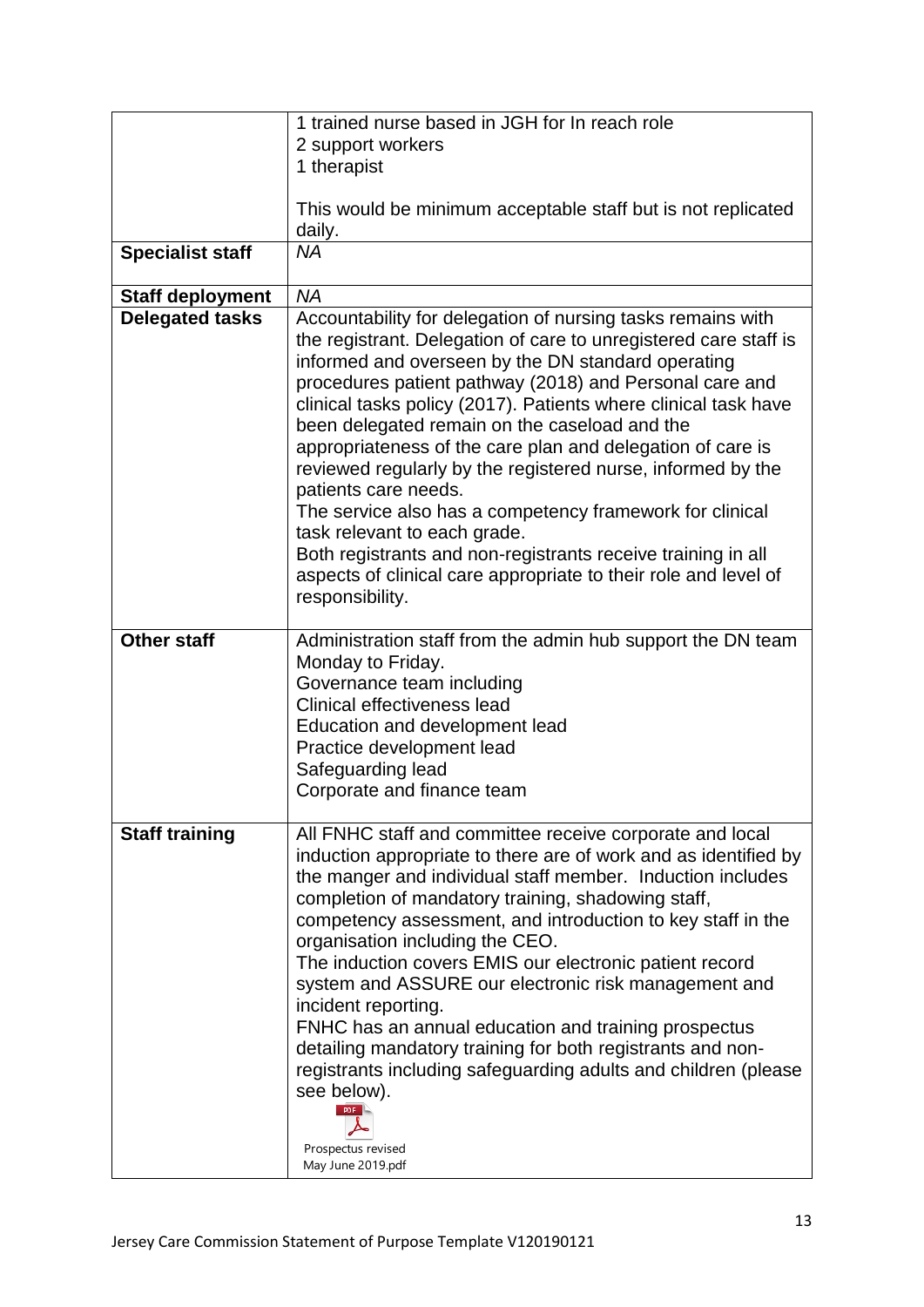| | |
|---|---|
| | 1 trained nurse based in JGH for In reach role<br>2 support workers<br>1 therapist<br><br>This would be minimum acceptable staff but is not replicated daily. |
| **Specialist staff** | *NA* |
| **Staff deployment** | *NA* |
| **Delegated tasks** | Accountability for delegation of nursing tasks remains with the registrant. Delegation of care to unregistered care staff is informed and overseen by the DN standard operating procedures patient pathway (2018) and Personal care and clinical tasks policy (2017). Patients where clinical task have been delegated remain on the caseload and the appropriateness of the care plan and delegation of care is reviewed regularly by the registered nurse, informed by the patients care needs.<br>The service also has a competency framework for clinical task relevant to each grade.<br>Both registrants and non-registrants receive training in all aspects of clinical care appropriate to their role and level of responsibility. |
| **Other staff** | Administration staff from the admin hub support the DN team Monday to Friday.<br>Governance team including<br>Clinical effectiveness lead<br>Education and development lead<br>Practice development lead<br>Safeguarding lead<br>Corporate and finance team |
| **Staff training** | All FNHC staff and committee receive corporate and local induction appropriate to there are of work and as identified by the manger and individual staff member. Induction includes completion of mandatory training, shadowing staff, competency assessment, and introduction to key staff in the organisation including the CEO.<br>The induction covers EMIS our electronic patient record system and ASSURE our electronic risk management and incident reporting.<br>FNHC has an annual education and training prospectus detailing mandatory training for both registrants and non-registrants including safeguarding adults and children (please see below).<br>Prospectus revised May June 2019.pdf |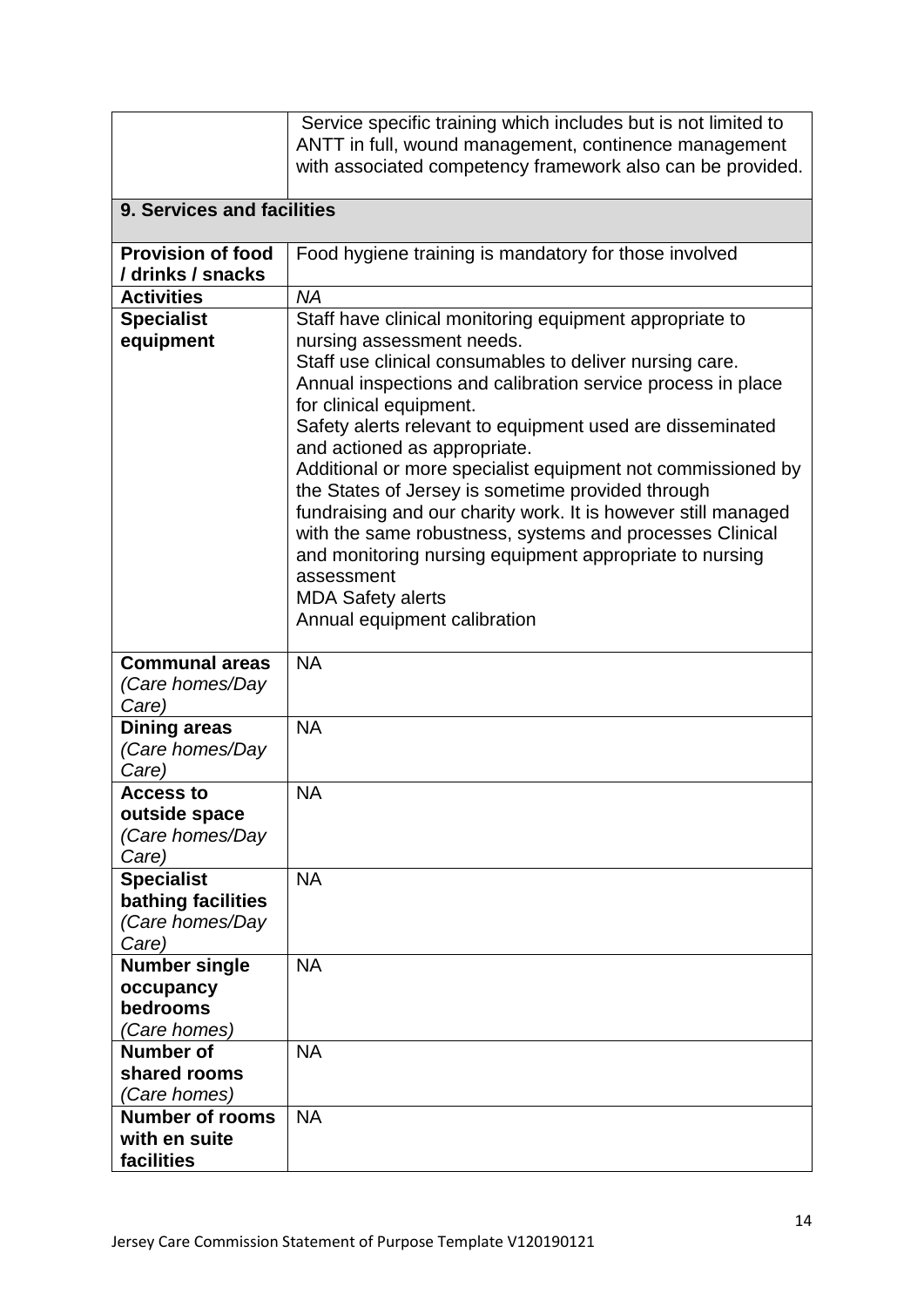| | |
|---|---|
| | Service specific training which includes but is not limited to ANTT in full, wound management, continence management with associated competency framework also can be provided. |

**9. Services and facilities**

| | |
|---|---|
| **Provision of food / drinks / snacks** | Food hygiene training is mandatory for those involved |
| **Activities** | *NA* |
| **Specialist equipment** | Staff have clinical monitoring equipment appropriate to nursing assessment needs.<br>Staff use clinical consumables to deliver nursing care.<br>Annual inspections and calibration service process in place for clinical equipment.<br>Safety alerts relevant to equipment used are disseminated and actioned as appropriate.<br>Additional or more specialist equipment not commissioned by the States of Jersey is sometime provided through fundraising and our charity work. It is however still managed with the same robustness, systems and processes Clinical and monitoring nursing equipment appropriate to nursing assessment<br>MDA Safety alerts<br>Annual equipment calibration |
| **Communal areas** *(Care homes/Day Care)* | NA |
| **Dining areas** *(Care homes/Day Care)* | NA |
| **Access to outside space** *(Care homes/Day Care)* | NA |
| **Specialist bathing facilities** *(Care homes/Day Care)* | NA |
| **Number single occupancy bedrooms** *(Care homes)* | NA |
| **Number of shared rooms** *(Care homes)* | NA |
| **Number of rooms with en suite facilities** | NA |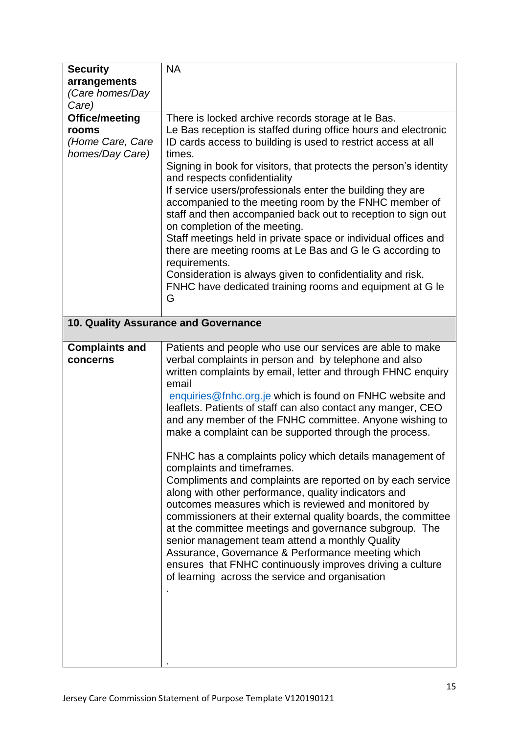| | |
|---|---|
| **Security arrangements** *(Care homes/Day Care)* | NA |
| **Office/meeting rooms** *(Home Care, Care homes/Day Care)* | There is locked archive records storage at le Bas.<br>Le Bas reception is staffed during office hours and electronic ID cards access to building is used to restrict access at all times.<br>Signing in book for visitors, that protects the person's identity and respects confidentiality<br>If service users/professionals enter the building they are accompanied to the meeting room by the FNHC member of staff and then accompanied back out to reception to sign out on completion of the meeting.<br>Staff meetings held in private space or individual offices and there are meeting rooms at Le Bas and G le G according to requirements.<br>Consideration is always given to confidentiality and risk.<br>FNHC have dedicated training rooms and equipment at G le G |
| **10. Quality Assurance and Governance** | |
| **Complaints and concerns** | Patients and people who use our services are able to make verbal complaints in person and by telephone and also written complaints by email, letter and through FHNC enquiry email [enquiries@fnhc.org.je](mailto:enquiries@fnhc.org.je) which is found on FNHC website and leaflets. Patients of staff can also contact any manger, CEO and any member of the FNHC committee. Anyone wishing to make a complaint can be supported through the process.<br><br>FNHC has a complaints policy which details management of complaints and timeframes.<br>Compliments and complaints are reported on by each service along with other performance, quality indicators and outcomes measures which is reviewed and monitored by commissioners at their external quality boards, the committee at the committee meetings and governance subgroup. The senior management team attend a monthly Quality Assurance, Governance & Performance meeting which ensures that FNHC continuously improves driving a culture of learning across the service and organisation<br>.<br><br>. |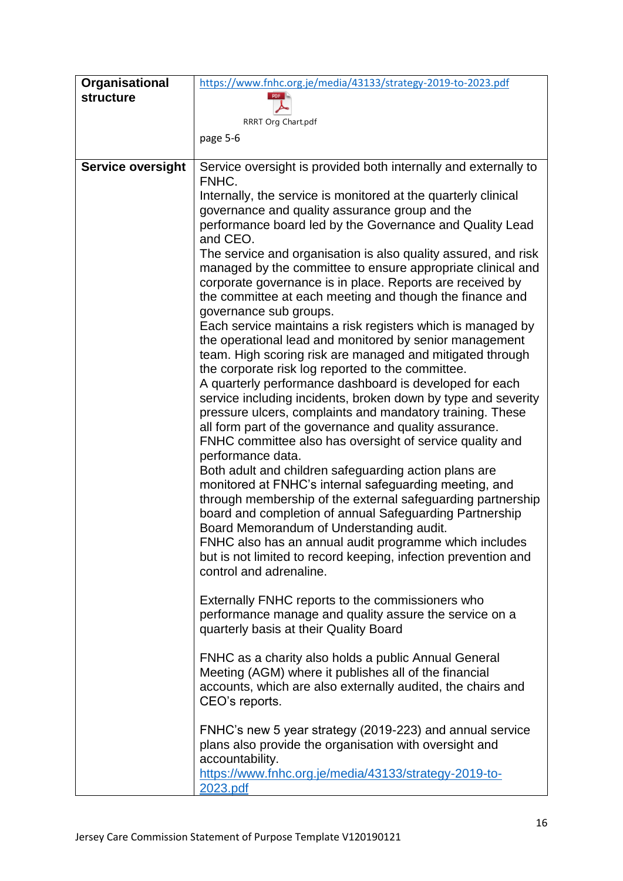| | |
|---|---|
| **Organisational structure** | https://www.fnhc.org.je/media/43133/strategy-2019-to-2023.pdf<br><br>RRRT Org Chart.pdf<br><br>page 5-6 |
| **Service oversight** | Service oversight is provided both internally and externally to FNHC.<br>Internally, the service is monitored at the quarterly clinical governance and quality assurance group and the performance board led by the Governance and Quality Lead and CEO.<br>The service and organisation is also quality assured, and risk managed by the committee to ensure appropriate clinical and corporate governance is in place. Reports are received by the committee at each meeting and though the finance and governance sub groups.<br>Each service maintains a risk registers which is managed by the operational lead and monitored by senior management team. High scoring risk are managed and mitigated through the corporate risk log reported to the committee.<br>A quarterly performance dashboard is developed for each service including incidents, broken down by type and severity pressure ulcers, complaints and mandatory training. These all form part of the governance and quality assurance.<br>FNHC committee also has oversight of service quality and performance data.<br>Both adult and children safeguarding action plans are monitored at FNHC's internal safeguarding meeting, and through membership of the external safeguarding partnership board and completion of annual Safeguarding Partnership Board Memorandum of Understanding audit.<br>FNHC also has an annual audit programme which includes but is not limited to record keeping, infection prevention and control and adrenaline.<br><br>Externally FNHC reports to the commissioners who performance manage and quality assure the service on a quarterly basis at their Quality Board<br><br>FNHC as a charity also holds a public Annual General Meeting (AGM) where it publishes all of the financial accounts, which are also externally audited, the chairs and CEO's reports.<br><br>FNHC's new 5 year strategy (2019-223) and annual service plans also provide the organisation with oversight and accountability.<br>https://www.fnhc.org.je/media/43133/strategy-2019-to-2023.pdf |

Jersey Care Commission Statement of Purpose Template V120190121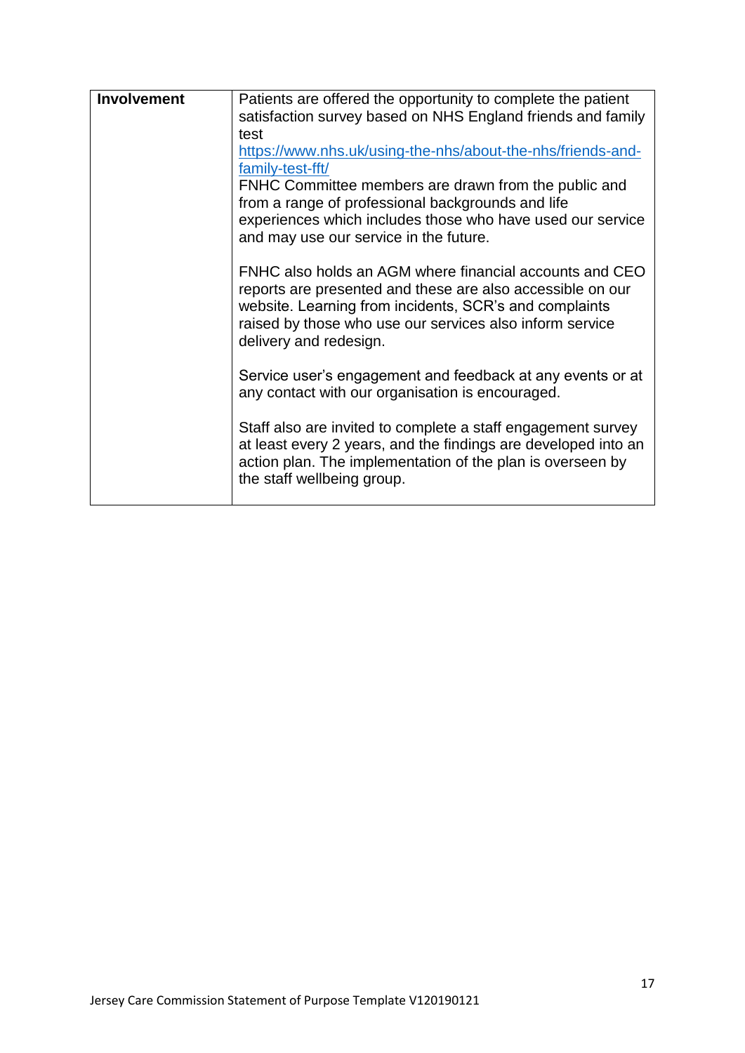| | |
|---|---|
| **Involvement** | Patients are offered the opportunity to complete the patient satisfaction survey based on NHS England friends and family test [https://www.nhs.uk/using-the-nhs/about-the-nhs/friends-and-family-test-fft/](https://www.nhs.uk/using-the-nhs/about-the-nhs/friends-and-family-test-fft/)<br>FNHC Committee members are drawn from the public and from a range of professional backgrounds and life experiences which includes those who have used our service and may use our service in the future.<br><br>FNHC also holds an AGM where financial accounts and CEO reports are presented and these are also accessible on our website. Learning from incidents, SCR's and complaints raised by those who use our services also inform service delivery and redesign.<br><br>Service user's engagement and feedback at any events or at any contact with our organisation is encouraged.<br><br>Staff also are invited to complete a staff engagement survey at least every 2 years, and the findings are developed into an action plan. The implementation of the plan is overseen by the staff wellbeing group. |